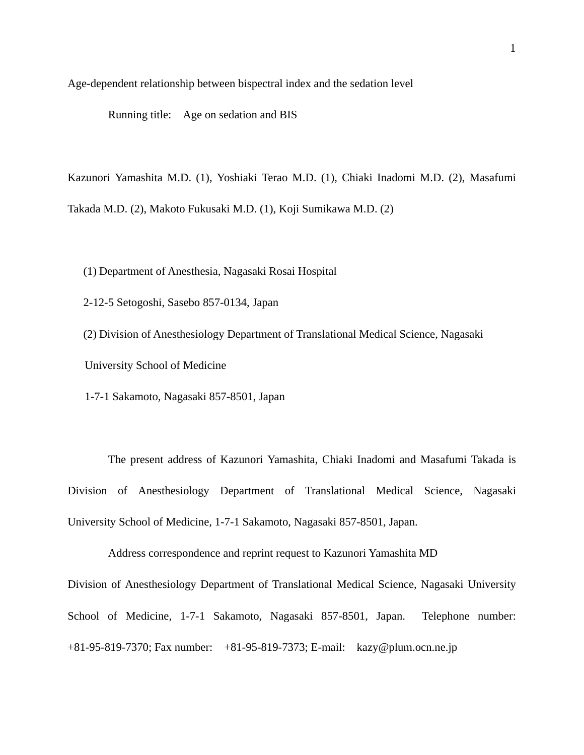# Age-dependent relationship between bispectral index and the sedation level

Running title: Age on sedation and BIS

Kazunori Yamashita M.D. (1), Yoshiaki Terao M.D. (1), Chiaki Inadomi M.D. (2), Masafumi Takada M.D. (2), Makoto Fukusaki M.D. (1), Koji Sumikawa M.D. (2)

(1) Department of Anesthesia, Nagasaki Rosai Hospital

2-12-5 Setogoshi, Sasebo 857-0134, Japan

(2) Division of Anesthesiology Department of Translational Medical Science, Nagasaki University School of Medicine

1-7-1 Sakamoto, Nagasaki 857-8501, Japan

The present address of Kazunori Yamashita, Chiaki Inadomi and Masafumi Takada is Division of Anesthesiology Department of Translational Medical Science, Nagasaki University School of Medicine, 1-7-1 Sakamoto, Nagasaki 857-8501, Japan.

Address correspondence and reprint request to Kazunori Yamashita MD

Division of Anesthesiology Department of Translational Medical Science, Nagasaki University School of Medicine, 1-7-1 Sakamoto, Nagasaki 857-8501, Japan. Telephone number: +81-95-819-7370; Fax number: +81-95-819-7373; E-mail: kazy@plum.ocn.ne.jp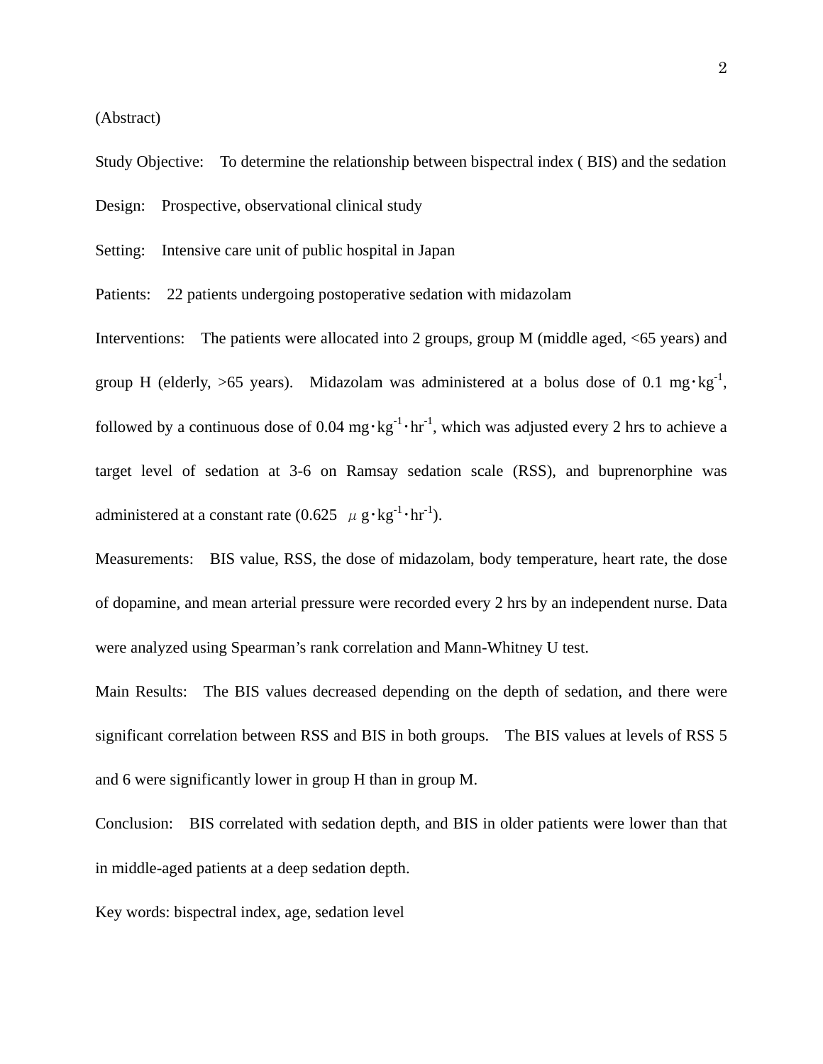(Abstract)

Study Objective: To determine the relationship between bispectral index ( BIS) and the sedation

Design: Prospective, observational clinical study

Setting: Intensive care unit of public hospital in Japan

Patients: 22 patients undergoing postoperative sedation with midazolam

Interventions: The patients were allocated into 2 groups, group M (middle aged, <65 years) and group H (elderly, >65 years). Midazolam was administered at a bolus dose of 0.1 $mg \cdot kg^{-1}$, followed by a continuous dose of 0.04 $mg \cdot kg^{-1} \cdot hr^{-1}$, which was adjusted every 2 hrs to achieve a target level of sedation at 3-6 on Ramsay sedation scale (RSS), and buprenorphine was administered at a constant rate (0.625 $\mu g \cdot kg^{-1} \cdot hr^{-1}$).

Measurements: BIS value, RSS, the dose of midazolam, body temperature, heart rate, the dose of dopamine, and mean arterial pressure were recorded every 2 hrs by an independent nurse. Data were analyzed using Spearman's rank correlation and Mann-Whitney U test.

Main Results: The BIS values decreased depending on the depth of sedation, and there were significant correlation between RSS and BIS in both groups. The BIS values at levels of RSS 5 and 6 were significantly lower in group H than in group M.

Conclusion: BIS correlated with sedation depth, and BIS in older patients were lower than that in middle-aged patients at a deep sedation depth.

Key words: bispectral index, age, sedation level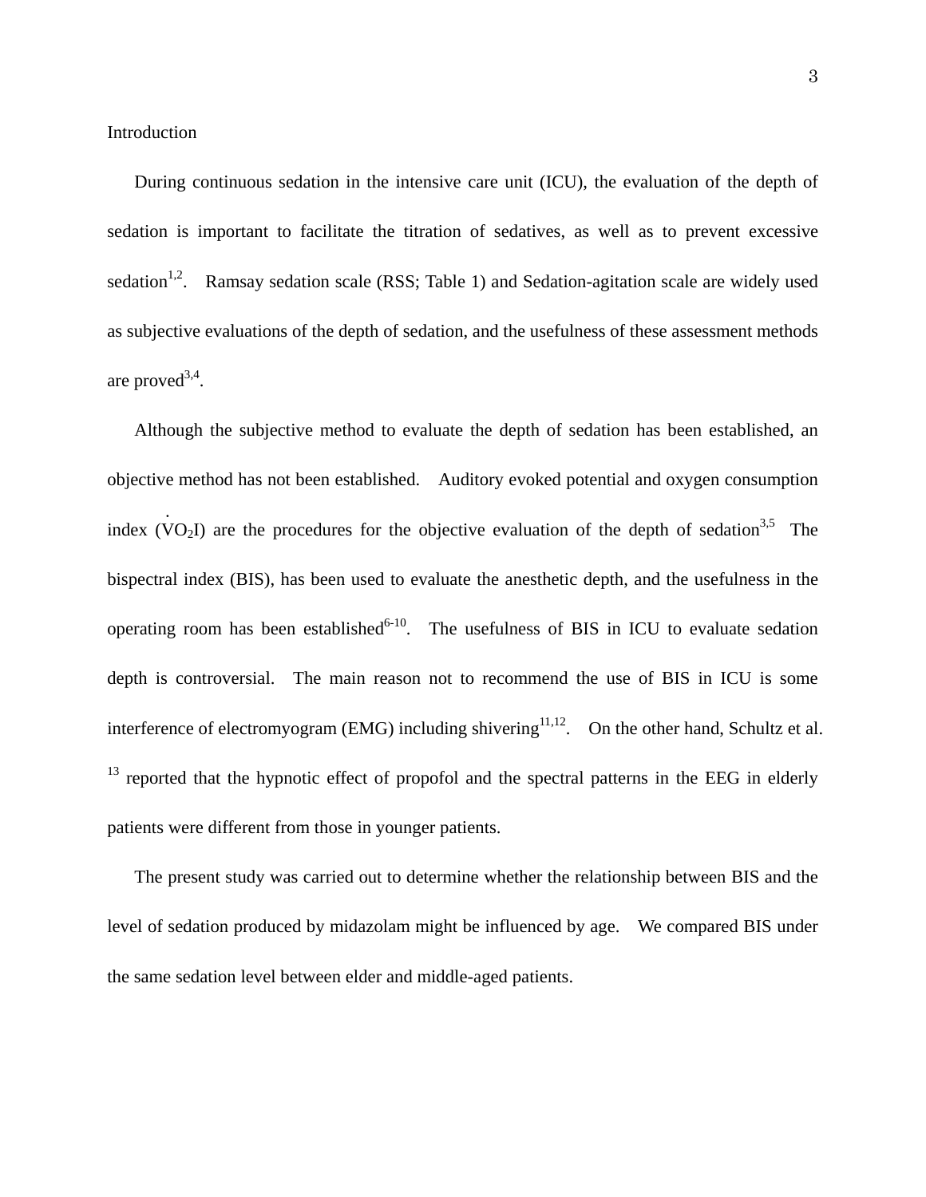## Introduction

During continuous sedation in the intensive care unit (ICU), the evaluation of the depth of sedation is important to facilitate the titration of sedatives, as well as to prevent excessive sedation[1,2]. Ramsay sedation scale (RSS; Table 1) and Sedation-agitation scale are widely used as subjective evaluations of the depth of sedation, and the usefulness of these assessment methods are proved[3,4].

Although the subjective method to evaluate the depth of sedation has been established, an objective method has not been established. Auditory evoked potential and oxygen consumption index ($\dot{V}O_2I$) are the procedures for the objective evaluation of the depth of sedation[3,5] The bispectral index (BIS), has been used to evaluate the anesthetic depth, and the usefulness in the operating room has been established[6-10]. The usefulness of BIS in ICU to evaluate sedation depth is controversial. The main reason not to recommend the use of BIS in ICU is some interference of electromyogram (EMG) including shivering[11,12]. On the other hand, Schultz et al.[13] reported that the hypnotic effect of propofol and the spectral patterns in the EEG in elderly patients were different from those in younger patients.

The present study was carried out to determine whether the relationship between BIS and the level of sedation produced by midazolam might be influenced by age. We compared BIS under the same sedation level between elder and middle-aged patients.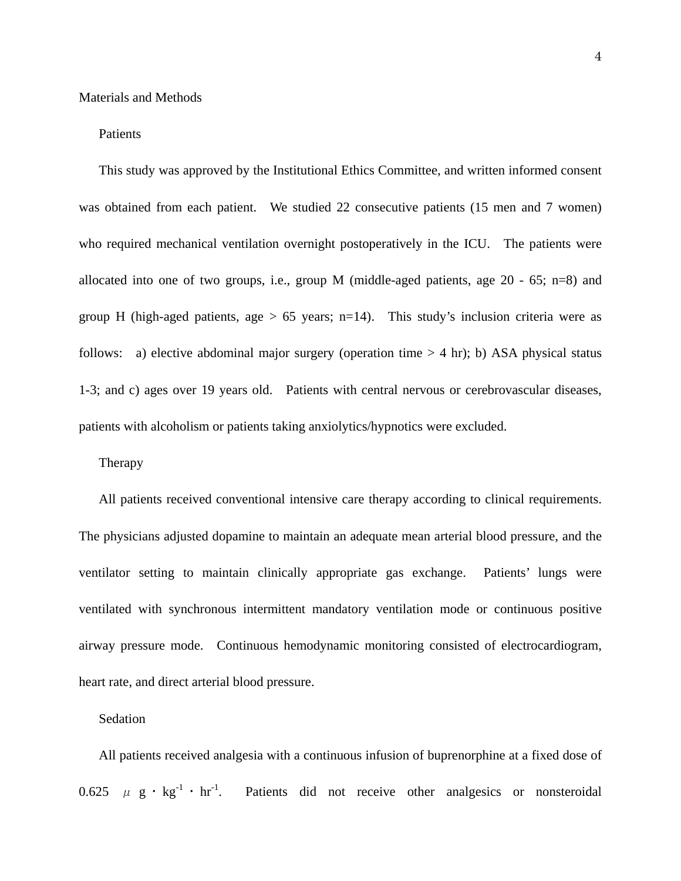## Materials and Methods

### Patients

This study was approved by the Institutional Ethics Committee, and written informed consent was obtained from each patient. We studied 22 consecutive patients (15 men and 7 women) who required mechanical ventilation overnight postoperatively in the ICU. The patients were allocated into one of two groups, i.e., group M (middle-aged patients, age 20 - 65; n=8) and group H (high-aged patients, age > 65 years; n=14). This study's inclusion criteria were as follows: a) elective abdominal major surgery (operation time > 4 hr); b) ASA physical status 1-3; and c) ages over 19 years old. Patients with central nervous or cerebrovascular diseases, patients with alcoholism or patients taking anxiolytics/hypnotics were excluded.

### Therapy

All patients received conventional intensive care therapy according to clinical requirements. The physicians adjusted dopamine to maintain an adequate mean arterial blood pressure, and the ventilator setting to maintain clinically appropriate gas exchange. Patients' lungs were ventilated with synchronous intermittent mandatory ventilation mode or continuous positive airway pressure mode. Continuous hemodynamic monitoring consisted of electrocardiogram, heart rate, and direct arterial blood pressure.

### Sedation

All patients received analgesia with a continuous infusion of buprenorphine at a fixed dose of 0.625 $\mu g \cdot kg^{-1} \cdot hr^{-1}$. Patients did not receive other analgesics or nonsteroidal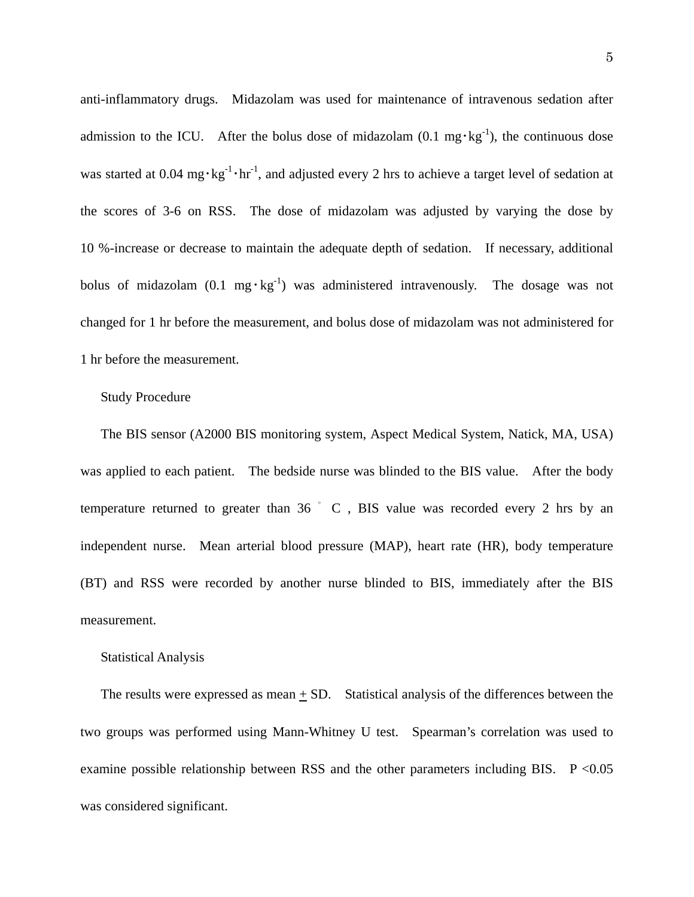anti-inflammatory drugs. Midazolam was used for maintenance of intravenous sedation after admission to the ICU. After the bolus dose of midazolam (0.1 $mg \cdot kg^{-1}$), the continuous dose was started at 0.04 $mg \cdot kg^{-1} \cdot hr^{-1}$, and adjusted every 2 hrs to achieve a target level of sedation at the scores of 3-6 on RSS. The dose of midazolam was adjusted by varying the dose by 10 %-increase or decrease to maintain the adequate depth of sedation. If necessary, additional bolus of midazolam (0.1 $mg \cdot kg^{-1}$) was administered intravenously. The dosage was not changed for 1 hr before the measurement, and bolus dose of midazolam was not administered for 1 hr before the measurement.

### Study Procedure

The BIS sensor (A2000 BIS monitoring system, Aspect Medical System, Natick, MA, USA) was applied to each patient. The bedside nurse was blinded to the BIS value. After the body temperature returned to greater than 36 °C, BIS value was recorded every 2 hrs by an independent nurse. Mean arterial blood pressure (MAP), heart rate (HR), body temperature (BT) and RSS were recorded by another nurse blinded to BIS, immediately after the BIS measurement.

### Statistical Analysis

The results were expressed as mean $\pm$ SD. Statistical analysis of the differences between the two groups was performed using Mann-Whitney U test. Spearman's correlation was used to examine possible relationship between RSS and the other parameters including BIS. $P < 0.05$ was considered significant.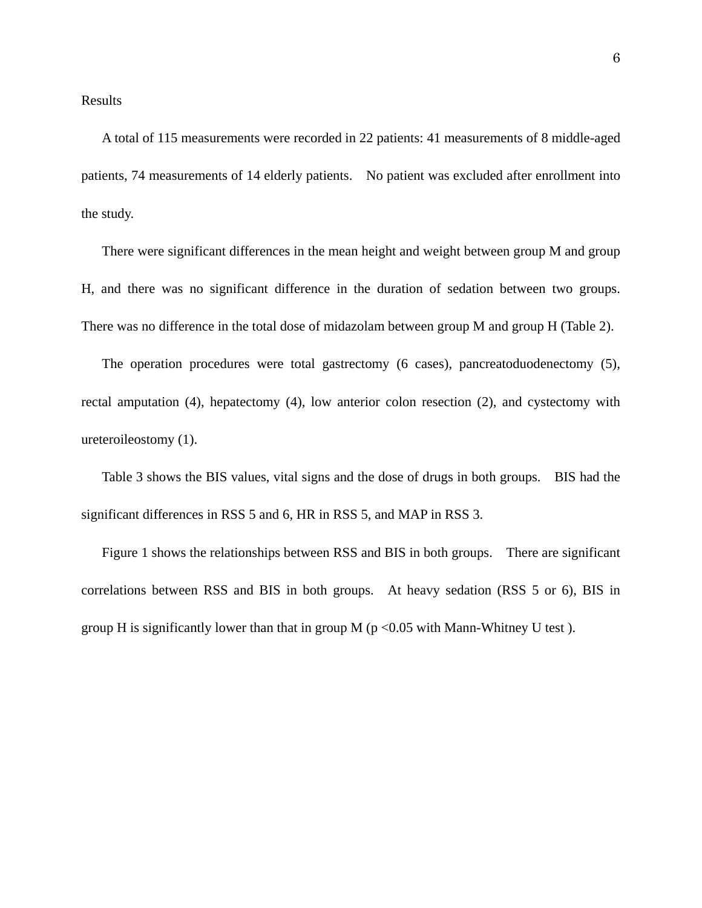## Results

A total of 115 measurements were recorded in 22 patients: 41 measurements of 8 middle-aged patients, 74 measurements of 14 elderly patients. No patient was excluded after enrollment into the study.

There were significant differences in the mean height and weight between group M and group H, and there was no significant difference in the duration of sedation between two groups. There was no difference in the total dose of midazolam between group M and group H (Table 2).

The operation procedures were total gastrectomy (6 cases), pancreatoduodenectomy (5), rectal amputation (4), hepatectomy (4), low anterior colon resection (2), and cystectomy with ureteroileostomy (1).

Table 3 shows the BIS values, vital signs and the dose of drugs in both groups. BIS had the significant differences in RSS 5 and 6, HR in RSS 5, and MAP in RSS 3.

Figure 1 shows the relationships between RSS and BIS in both groups. There are significant correlations between RSS and BIS in both groups. At heavy sedation (RSS 5 or 6), BIS in group H is significantly lower than that in group M ($p < 0.05$ with Mann-Whitney U test ).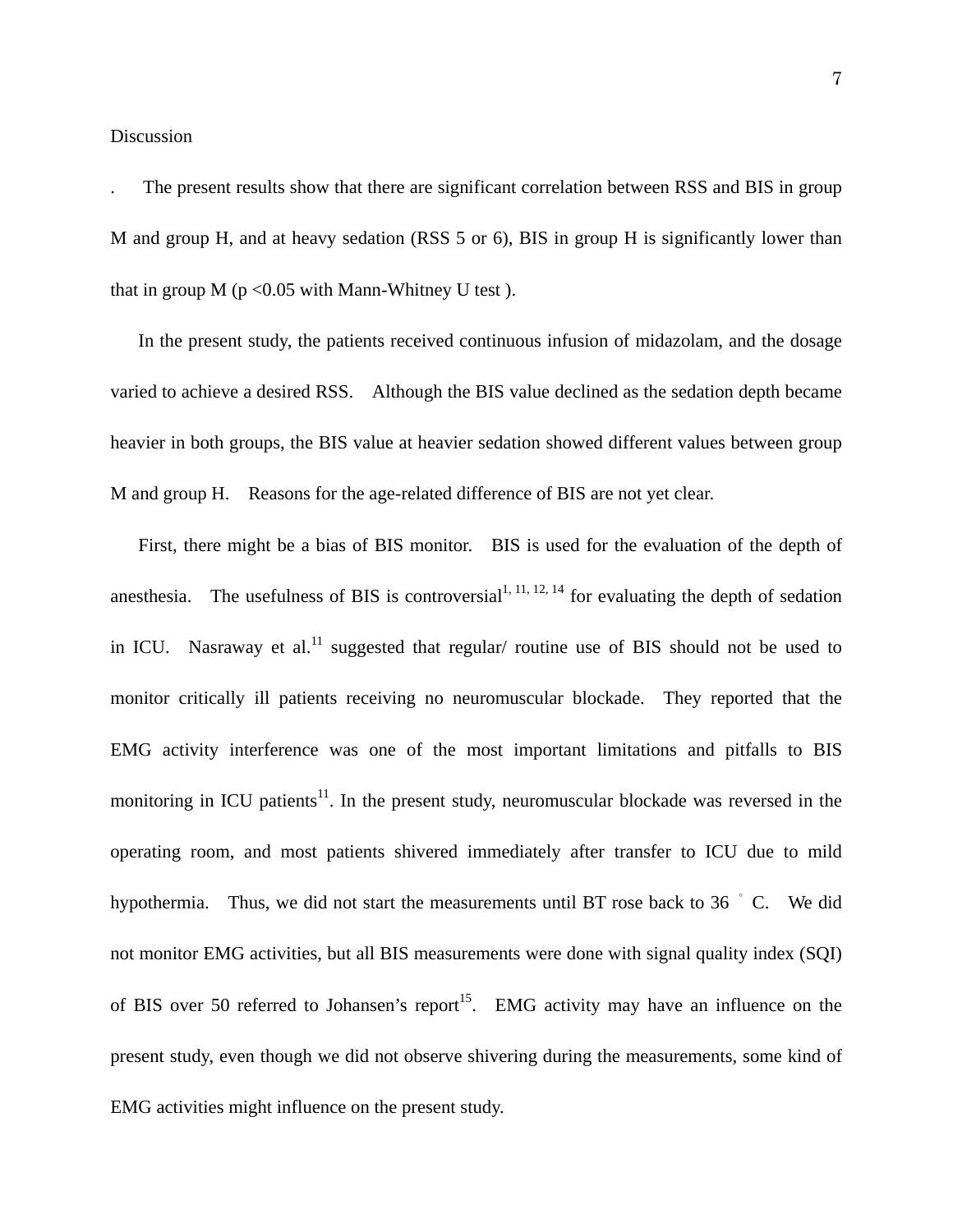Discussion

. The present results show that there are significant correlation between RSS and BIS in group M and group H, and at heavy sedation (RSS 5 or 6), BIS in group H is significantly lower than that in group M ($p < 0.05$ with Mann-Whitney U test ).

In the present study, the patients received continuous infusion of midazolam, and the dosage varied to achieve a desired RSS. Although the BIS value declined as the sedation depth became heavier in both groups, the BIS value at heavier sedation showed different values between group M and group H. Reasons for the age-related difference of BIS are not yet clear.

First, there might be a bias of BIS monitor. BIS is used for the evaluation of the depth of anesthesia. The usefulness of BIS is controversial[1, 11, 12, 14] for evaluating the depth of sedation in ICU. Nasraway et al.[11] suggested that regular/ routine use of BIS should not be used to monitor critically ill patients receiving no neuromuscular blockade. They reported that the EMG activity interference was one of the most important limitations and pitfalls to BIS monitoring in ICU patients[11]. In the present study, neuromuscular blockade was reversed in the operating room, and most patients shivered immediately after transfer to ICU due to mild hypothermia. Thus, we did not start the measurements until BT rose back to 36 ° C. We did not monitor EMG activities, but all BIS measurements were done with signal quality index (SQI) of BIS over 50 referred to Johansen's report[15]. EMG activity may have an influence on the present study, even though we did not observe shivering during the measurements, some kind of EMG activities might influence on the present study.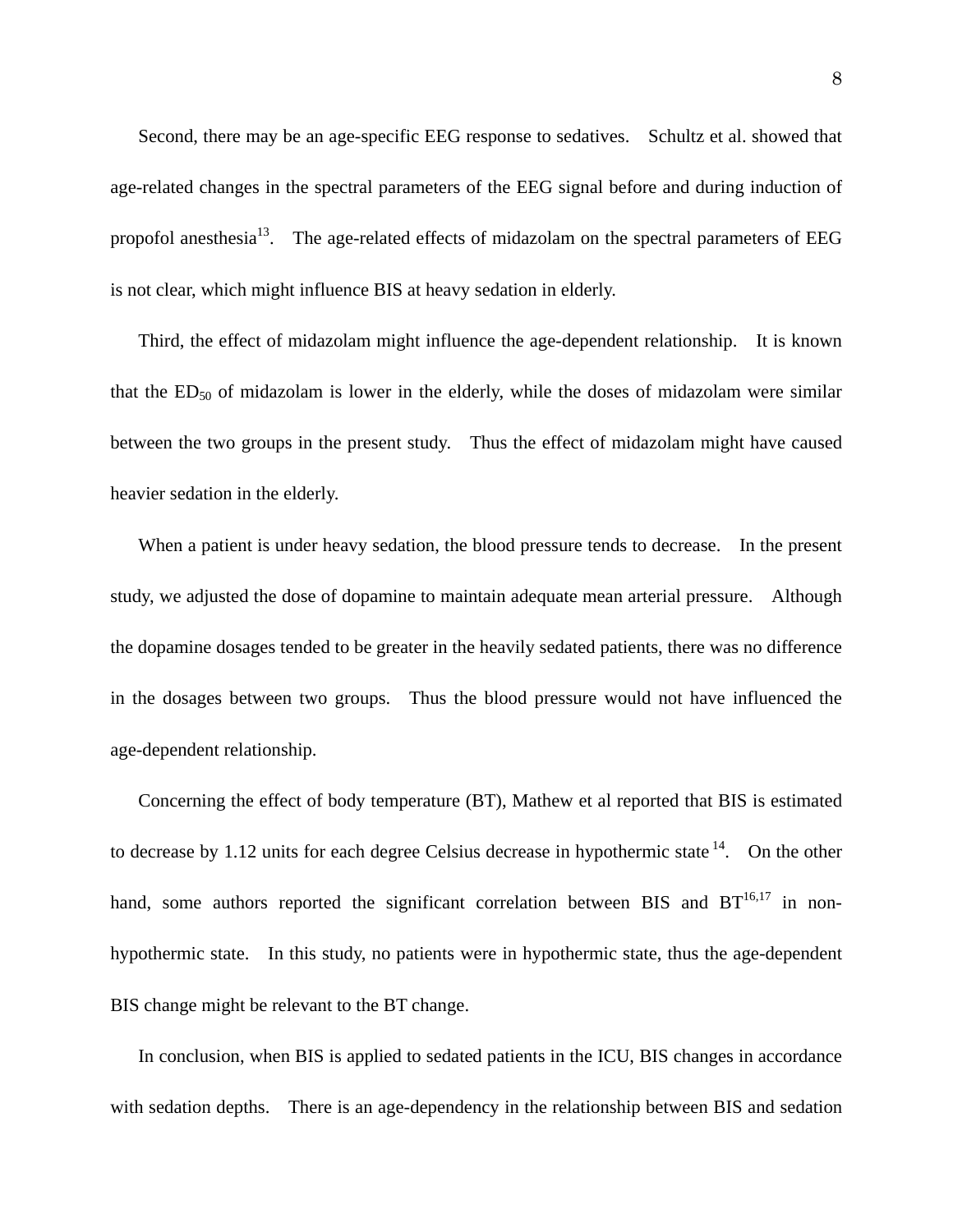Second, there may be an age-specific EEG response to sedatives. Schultz et al. showed that age-related changes in the spectral parameters of the EEG signal before and during induction of propofol anesthesia[13]. The age-related effects of midazolam on the spectral parameters of EEG is not clear, which might influence BIS at heavy sedation in elderly.

Third, the effect of midazolam might influence the age-dependent relationship. It is known that the $ED_{50}$ of midazolam is lower in the elderly, while the doses of midazolam were similar between the two groups in the present study. Thus the effect of midazolam might have caused heavier sedation in the elderly.

When a patient is under heavy sedation, the blood pressure tends to decrease. In the present study, we adjusted the dose of dopamine to maintain adequate mean arterial pressure. Although the dopamine dosages tended to be greater in the heavily sedated patients, there was no difference in the dosages between two groups. Thus the blood pressure would not have influenced the age-dependent relationship.

Concerning the effect of body temperature (BT), Mathew et al reported that BIS is estimated to decrease by 1.12 units for each degree Celsius decrease in hypothermic state [14]. On the other hand, some authors reported the significant correlation between BIS and BT[16,17] in non-hypothermic state. In this study, no patients were in hypothermic state, thus the age-dependent BIS change might be relevant to the BT change.

In conclusion, when BIS is applied to sedated patients in the ICU, BIS changes in accordance with sedation depths. There is an age-dependency in the relationship between BIS and sedation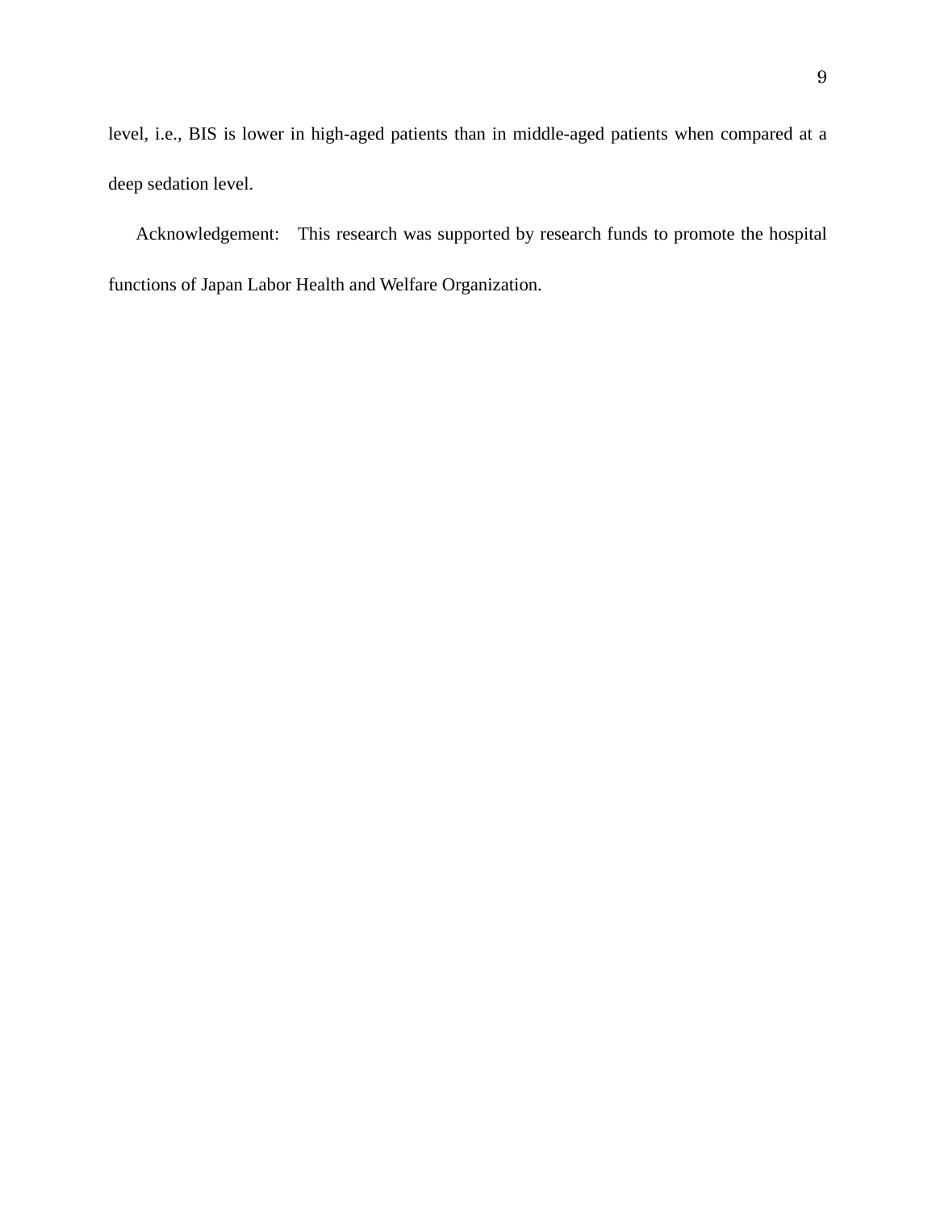level, i.e., BIS is lower in high-aged patients than in middle-aged patients when compared at a deep sedation level.

Acknowledgement: This research was supported by research funds to promote the hospital functions of Japan Labor Health and Welfare Organization.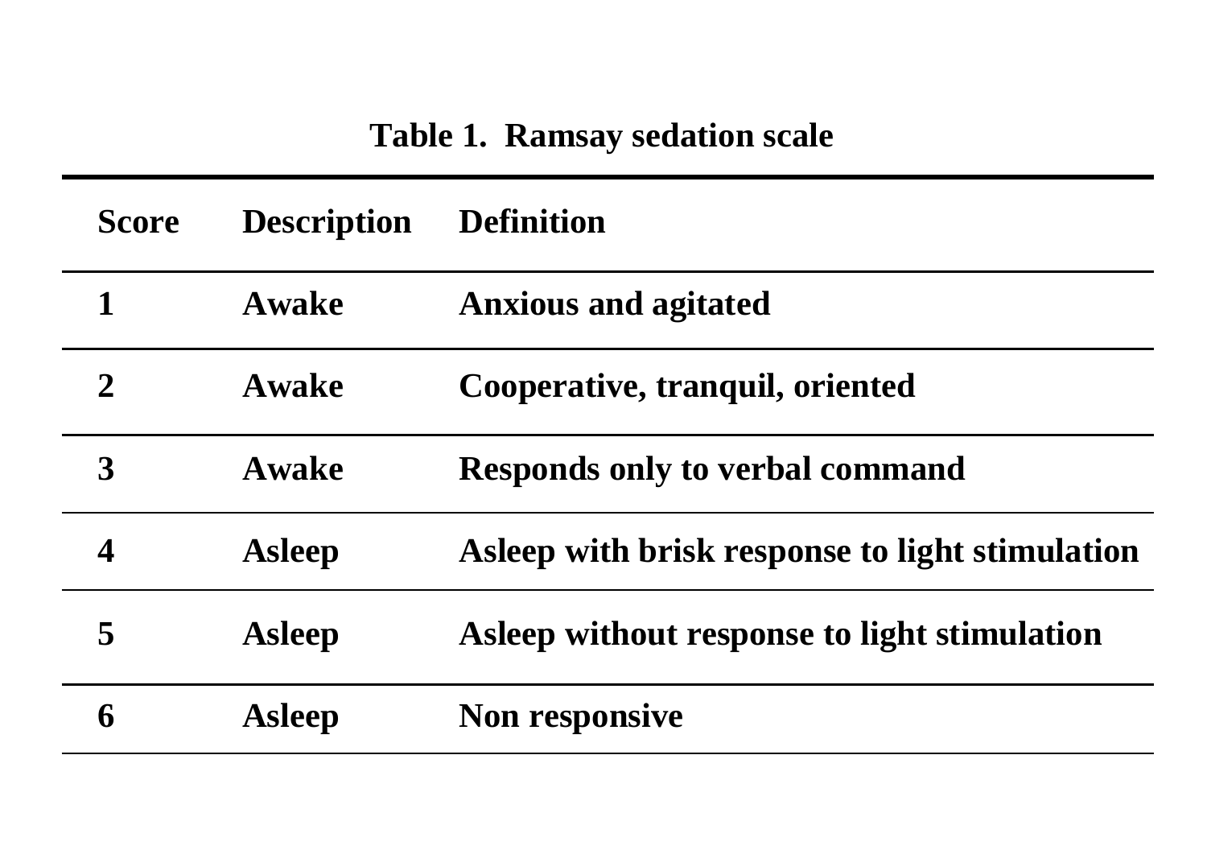**Table 1. Ramsay sedation scale**

| Score | Description | Definition |
|---|---|---|
| 1 | Awake | Anxious and agitated |
| 2 | Awake | Cooperative, tranquil, oriented |
| 3 | Awake | Responds only to verbal command |
| 4 | Asleep | Asleep with brisk response to light stimulation |
| 5 | Asleep | Asleep without response to light stimulation |
| 6 | Asleep | Non responsive |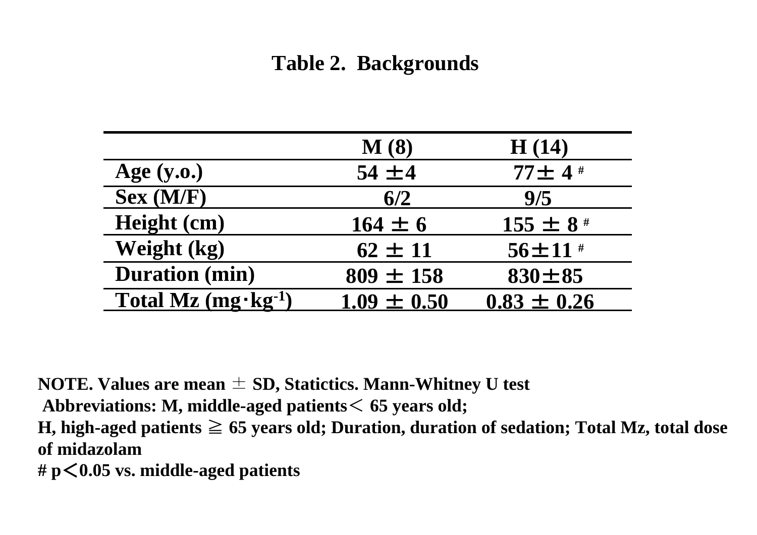# Table 2. Backgrounds

| | M (8) | H (14) |
|---|---|---|
| Age (y.o.) | 54 ±4 | 77± 4 # |
| Sex (M/F) | 6/2 | 9/5 |
| Height (cm) | 164 ± 6 | 155 ± 8 # |
| Weight (kg) | 62 ± 11 | 56±11 # |
| Duration (min) | 809 ± 158 | 830±85 |
| Total Mz ($mg \cdot kg^{-1}$) | 1.09 ± 0.50 | 0.83 ± 0.26 |

**NOTE. Values are mean ± SD, Statictics. Mann-Whitney U test**

**Abbreviations: M, middle-aged patients＜ 65 years old;**

**H, high-aged patients ≧ 65 years old; Duration, duration of sedation; Total Mz, total dose of midazolam**

**# p＜0.05 vs. middle-aged patients**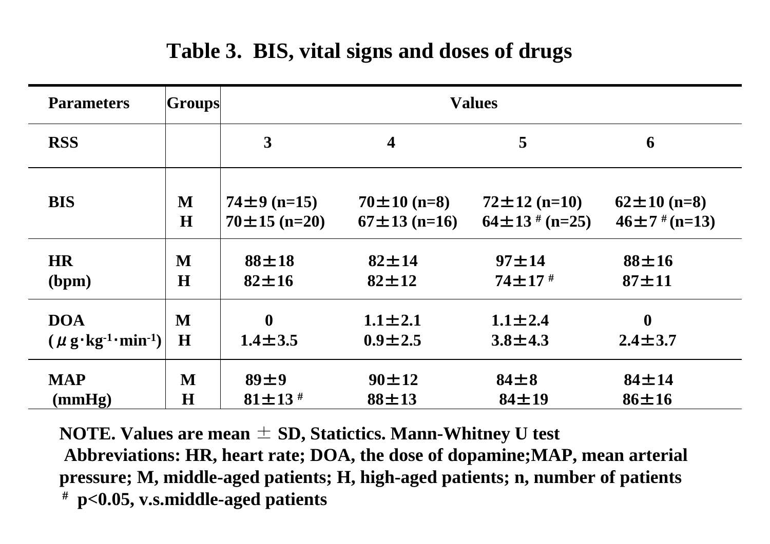**Table 3. BIS, vital signs and doses of drugs**

| Parameters | Groups | Values | | | |
|---|---|---|---|---|---|
| RSS | | 3 | 4 | 5 | 6 |
| BIS | M<br>H | 74±9 (n=15)<br>70±15 (n=20) | 70±10 (n=8)<br>67±13 (n=16) | 72±12 (n=10)<br>64±13 # (n=25) | 62±10 (n=8)<br>46±7 # (n=13) |
| HR (bpm) | M<br>H | 88±18<br>82±16 | 82±14<br>82±12 | 97±14<br>74±17 # | 88±16<br>87±11 |
| DOA ($\mu g \cdot kg^{-1} \cdot min^{-1}$) | M<br>H | 0<br>1.4±3.5 | 1.1±2.1<br>0.9±2.5 | 1.1±2.4<br>3.8±4.3 | 0<br>2.4±3.7 |
| MAP (mmHg) | M<br>H | 89±9<br>81±13 # | 90±12<br>88±13 | 84±8<br>84±19 | 84±14<br>86±16 |

NOTE. Values are mean ± SD, Statictics. Mann-Whitney U test

Abbreviations: HR, heart rate; DOA, the dose of dopamine;MAP, mean arterial pressure; M, middle-aged patients; H, high-aged patients; n, number of patients

# $p<0.05$, v.s.middle-aged patients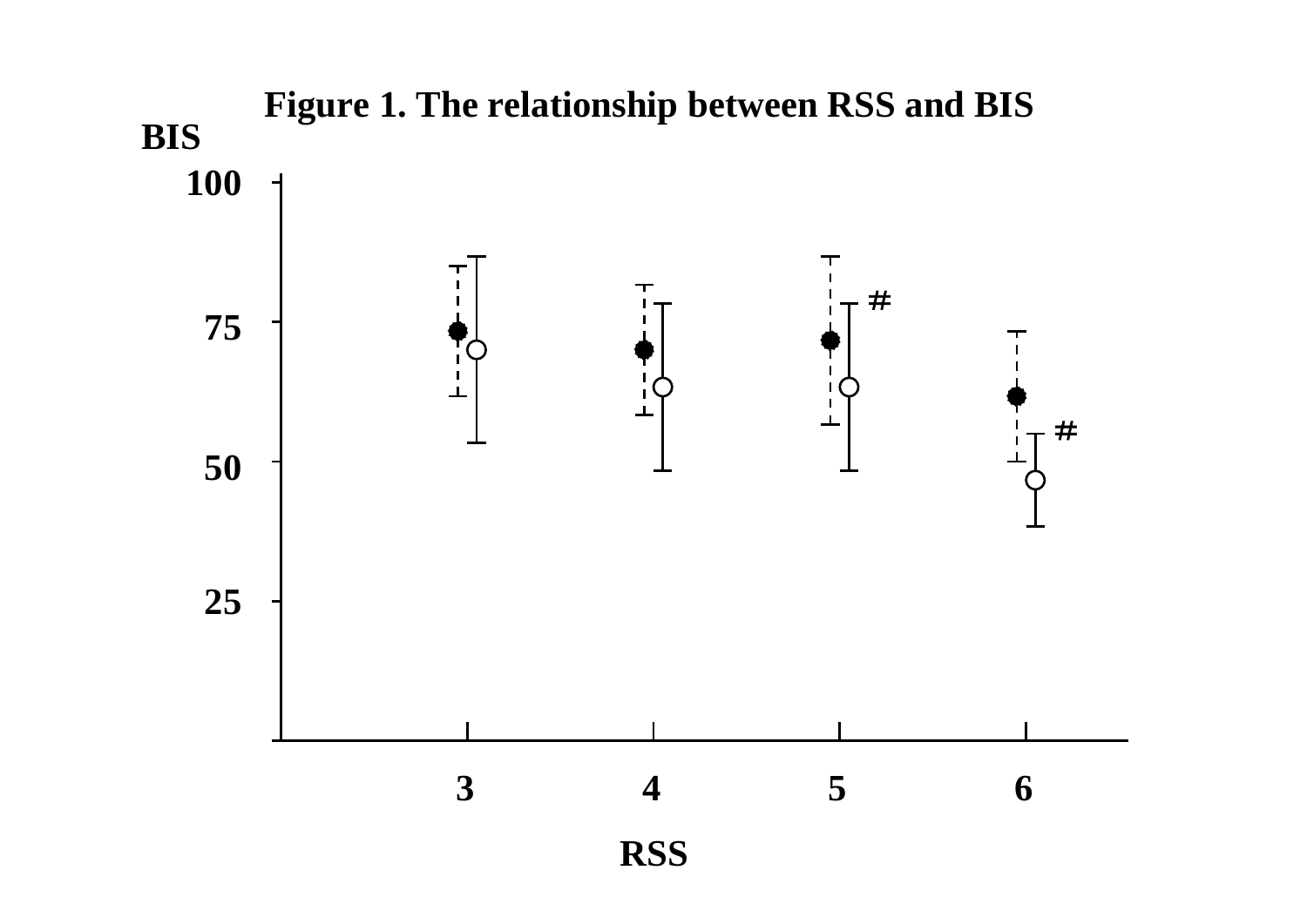**Figure 1. The relationship between RSS and BIS**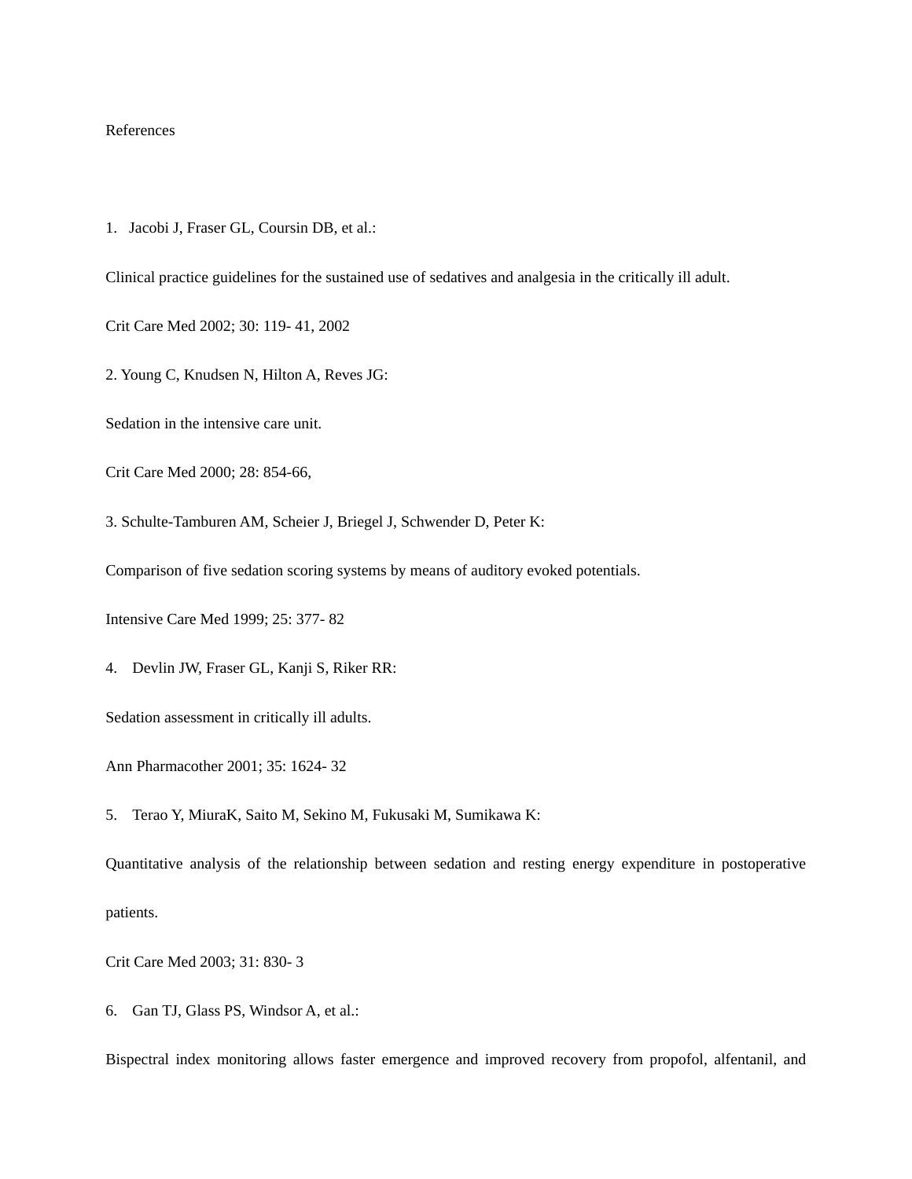References

1. Jacobi J, Fraser GL, Coursin DB, et al.:

Clinical practice guidelines for the sustained use of sedatives and analgesia in the critically ill adult.

Crit Care Med 2002; 30: 119- 41, 2002

2. Young C, Knudsen N, Hilton A, Reves JG:

Sedation in the intensive care unit.

Crit Care Med 2000; 28: 854-66,

3. Schulte-Tamburen AM, Scheier J, Briegel J, Schwender D, Peter K:

Comparison of five sedation scoring systems by means of auditory evoked potentials.

Intensive Care Med 1999; 25: 377- 82

4. Devlin JW, Fraser GL, Kanji S, Riker RR:

Sedation assessment in critically ill adults.

Ann Pharmacother 2001; 35: 1624- 32

5. Terao Y, MiuraK, Saito M, Sekino M, Fukusaki M, Sumikawa K:

Quantitative analysis of the relationship between sedation and resting energy expenditure in postoperative patients.

Crit Care Med 2003; 31: 830- 3

6. Gan TJ, Glass PS, Windsor A, et al.:

Bispectral index monitoring allows faster emergence and improved recovery from propofol, alfentanil, and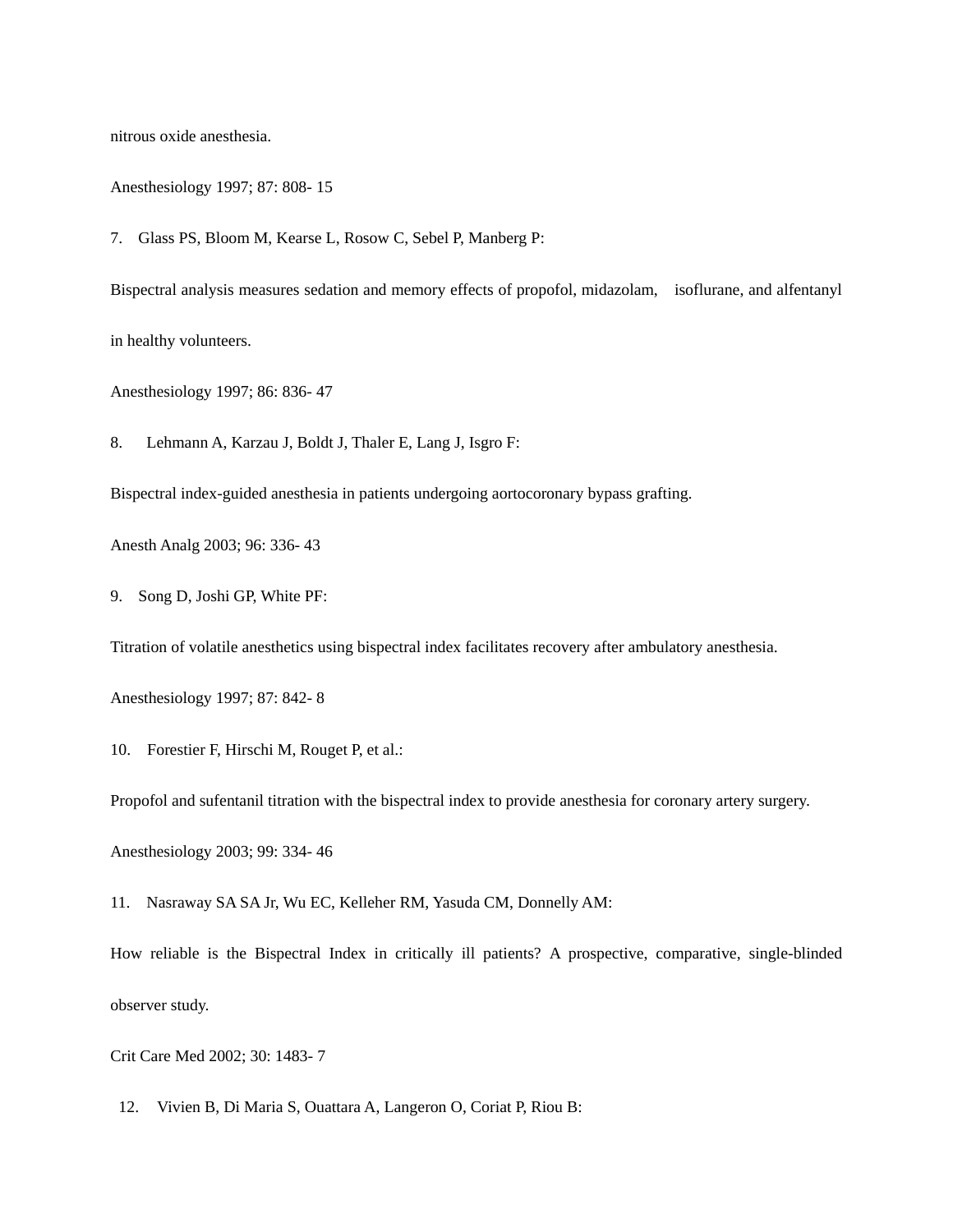nitrous oxide anesthesia.

Anesthesiology 1997; 87: 808- 15

7. Glass PS, Bloom M, Kearse L, Rosow C, Sebel P, Manberg P:

Bispectral analysis measures sedation and memory effects of propofol, midazolam, isoflurane, and alfentanyl in healthy volunteers.

Anesthesiology 1997; 86: 836- 47

8. Lehmann A, Karzau J, Boldt J, Thaler E, Lang J, Isgro F:

Bispectral index-guided anesthesia in patients undergoing aortocoronary bypass grafting.

Anesth Analg 2003; 96: 336- 43

9. Song D, Joshi GP, White PF:

Titration of volatile anesthetics using bispectral index facilitates recovery after ambulatory anesthesia.

Anesthesiology 1997; 87: 842- 8

10. Forestier F, Hirschi M, Rouget P, et al.:

Propofol and sufentanil titration with the bispectral index to provide anesthesia for coronary artery surgery.

Anesthesiology 2003; 99: 334- 46

11. Nasraway SA SA Jr, Wu EC, Kelleher RM, Yasuda CM, Donnelly AM:

How reliable is the Bispectral Index in critically ill patients? A prospective, comparative, single-blinded observer study.

Crit Care Med 2002; 30: 1483- 7

12. Vivien B, Di Maria S, Ouattara A, Langeron O, Coriat P, Riou B: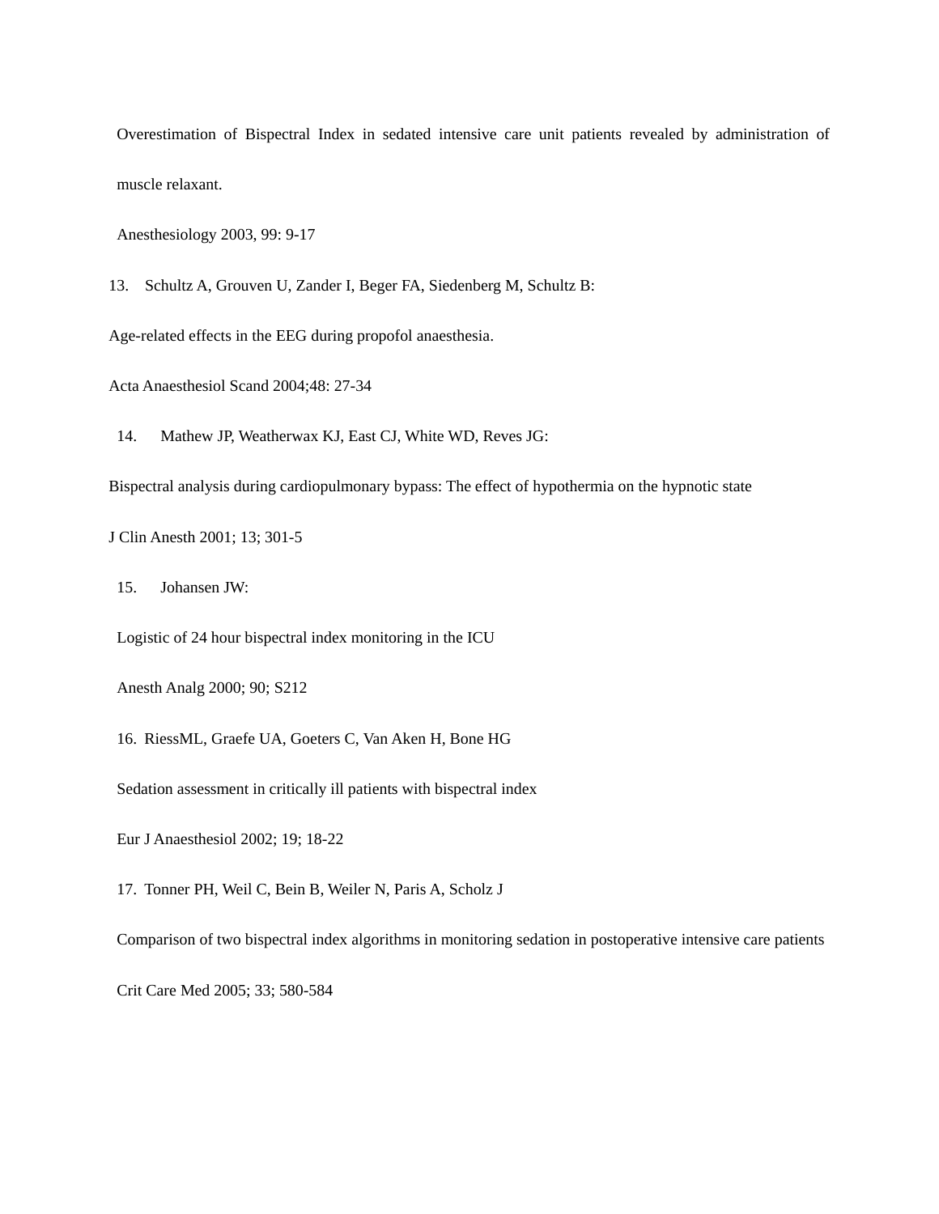Overestimation of Bispectral Index in sedated intensive care unit patients revealed by administration of muscle relaxant.

Anesthesiology 2003, 99: 9-17

13. Schultz A, Grouven U, Zander I, Beger FA, Siedenberg M, Schultz B:

Age-related effects in the EEG during propofol anaesthesia.

Acta Anaesthesiol Scand 2004;48: 27-34

14. Mathew JP, Weatherwax KJ, East CJ, White WD, Reves JG:

Bispectral analysis during cardiopulmonary bypass: The effect of hypothermia on the hypnotic state

J Clin Anesth 2001; 13; 301-5

15. Johansen JW:

Logistic of 24 hour bispectral index monitoring in the ICU

Anesth Analg 2000; 90; S212

16. RiessML, Graefe UA, Goeters C, Van Aken H, Bone HG

Sedation assessment in critically ill patients with bispectral index

Eur J Anaesthesiol 2002; 19; 18-22

17. Tonner PH, Weil C, Bein B, Weiler N, Paris A, Scholz J

Comparison of two bispectral index algorithms in monitoring sedation in postoperative intensive care patients

Crit Care Med 2005; 33; 580-584